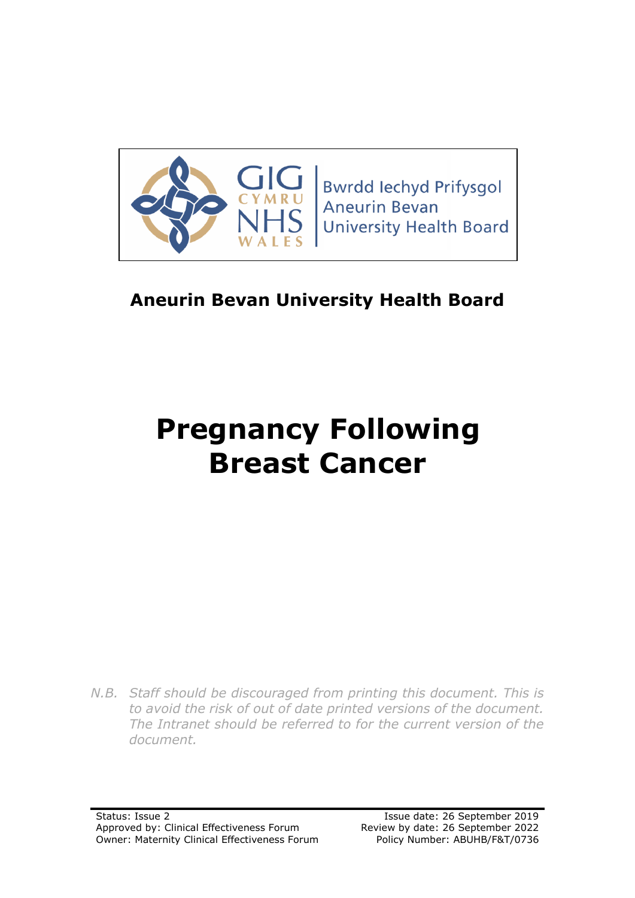Bwrdd Iechyd Prifysgol Aneurin Bevan University Health Board

**Aneurin Bevan University Health Board**

# Pregnancy Following Breast Cancer

*N.B. Staff should be discouraged from printing this document. This is to avoid the risk of out of date printed versions of the document. The Intranet should be referred to for the current version of the document.*

Status: Issue 2
Approved by: Clinical Effectiveness Forum
Owner: Maternity Clinical Effectiveness Forum

Issue date: 26 September 2019
Review by date: 26 September 2022
Policy Number: ABUHB/F&T/0736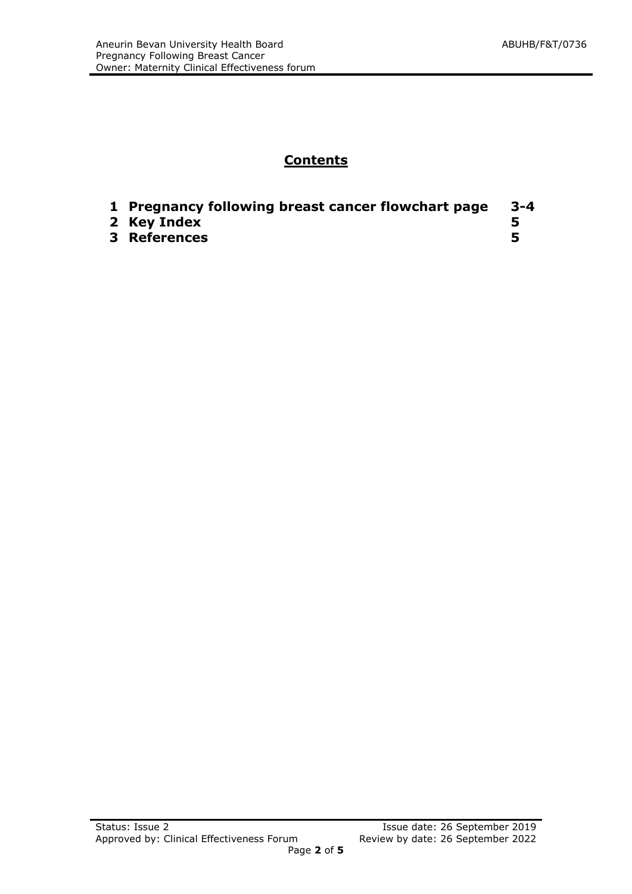## **Contents**

| | | |
|---|---|---|
| **1** | **Pregnancy following breast cancer flowchart page** | **3-4** |
| **2** | **Key Index** | **5** |
| **3** | **References** | **5** |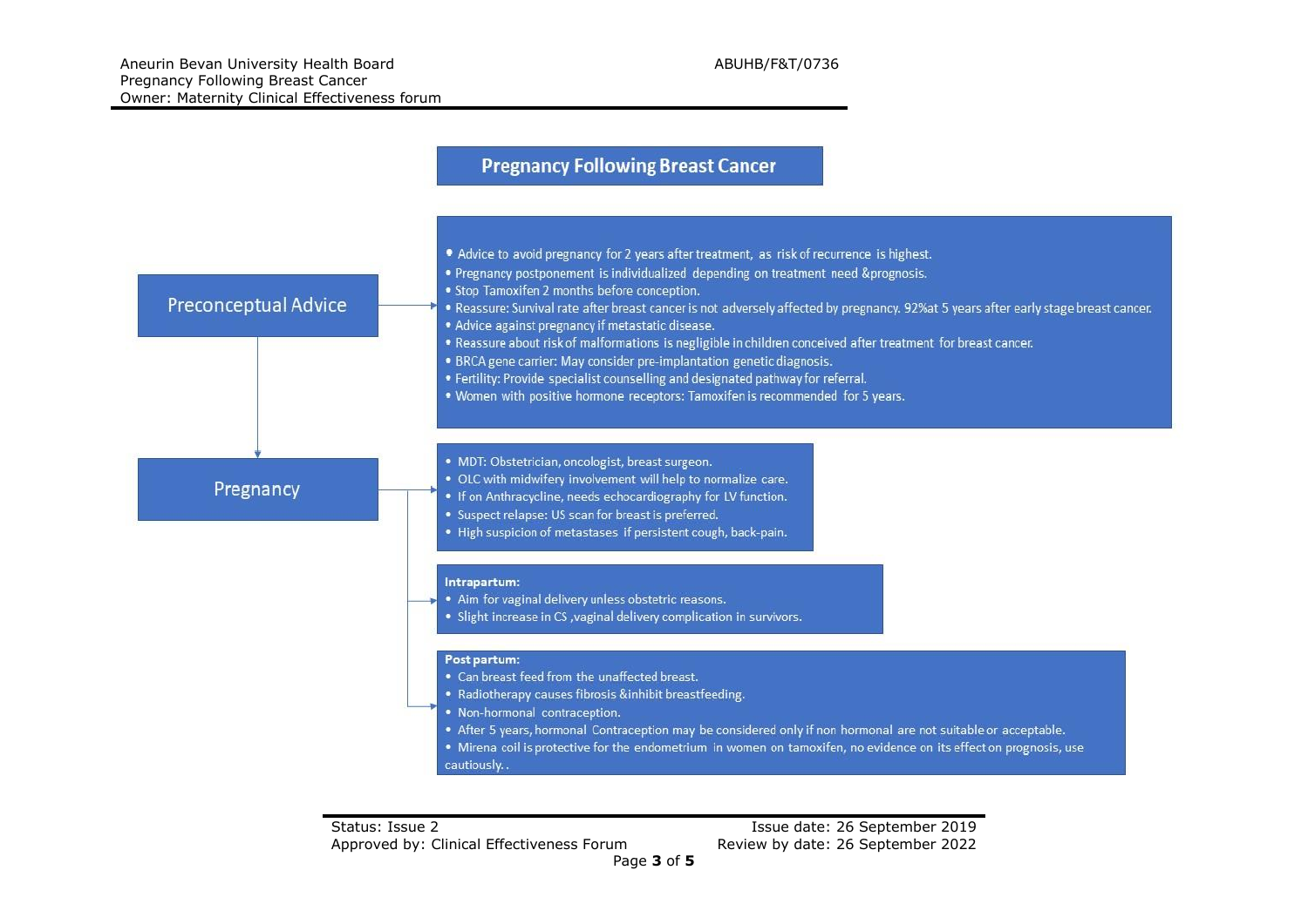# Pregnancy Following Breast Cancer

## Preconceptual Advice

- Advice to avoid pregnancy for 2 years after treatment, as risk of recurrence is highest.
- Pregnancy postponement is individualized depending on treatment need &prognosis.
- Stop Tamoxifen 2 months before conception.
- Reassure: Survival rate after breast cancer is not adversely affected by pregnancy. 92%at 5 years after early stage breast cancer.
- Advice against pregnancy if metastatic disease.
- Reassure about risk of malformations is negligible in children conceived after treatment for breast cancer.
- BRCA gene carrier: May consider pre-implantation genetic diagnosis.
- Fertility: Provide specialist counselling and designated pathway for referral.
- Women with positive hormone receptors: Tamoxifen is recommended for 5 years.

## Pregnancy

- MDT: Obstetrician, oncologist, breast surgeon.
- OLC with midwifery involvement will help to normalize care.
- If on Anthracycline, needs echocardiography for LV function.
- Suspect relapse: US scan for breast is preferred.
- High suspicion of metastases if persistent cough, back-pain.

**Intrapartum:**

- Aim for vaginal delivery unless obstetric reasons.
- Slight increase in CS ,vaginal delivery complication in survivors.

**Post partum:**

- Can breast feed from the unaffected breast.
- Radiotherapy causes fibrosis &inhibit breastfeeding.
- Non-hormonal contraception.
- After 5 years, hormonal Contraception may be considered only if non hormonal are not suitable or acceptable.
- Mirena coil is protective for the endometrium in women on tamoxifen, no evidence on its effect on prognosis, use cautiously..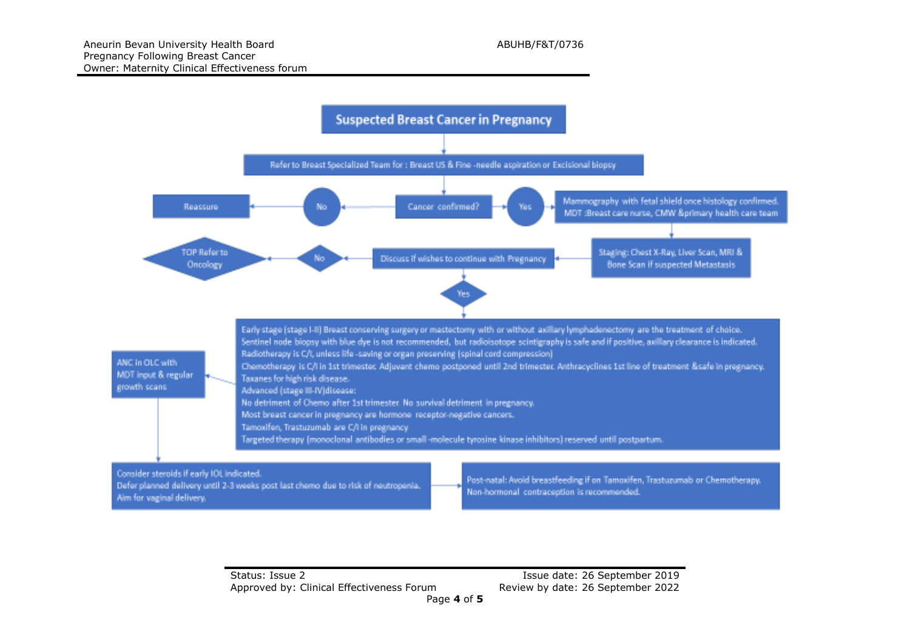# Suspected Breast Cancer in Pregnancy

Refer to Breast Specialized Team for : Breast US & Fine -needle aspiration or Excisional biopsy

Cancer confirmed?

- No → Reassure
- Yes → Mammography with fetal shield once histology confirmed. MDT :Breast care nurse, CMW &primary health care team

Staging: Chest X-Ray, Liver Scan, MRI & Bone Scan if suspected Metastasis

Discuss if wishes to continue with Pregnancy

- No → TOP Refer to Oncology
- Yes →

Early stage (stage I-II) Breast conserving surgery or mastectomy with or without axillary lymphadenectomy are the treatment of choice.
Sentinel node biopsy with blue dye is not recommended, but radioisotope scintigraphy is safe and if positive, axillary clearance is indicated.
Radiotherapy is C/I, unless life -saving or organ preserving (spinal cord compression)
Chemotherapy is C/I in 1st trimester. Adjuvant chemo postponed until 2nd trimester. Anthracyclines 1st line of treatment &safe in pregnancy.
Taxanes for high risk disease.
Advanced (stage III-IV)disease:
No detriment of Chemo after 1st trimester. No survival detriment in pregnancy.
Most breast cancer in pregnancy are hormone receptor-negative cancers.
Tamoxifen, Trastuzumab are C/I in pregnancy
Targeted therapy (monoclonal antibodies or small -molecule tyrosine kinase inhibitors) reserved until postpartum.

ANC in OLC with MDT input & regular growth scans

Consider steroids if early IOL indicated.
Defer planned delivery until 2-3 weeks post last chemo due to risk of neutropenia.
Aim for vaginal delivery.

Post-natal: Avoid breastfeeding if on Tamoxifen, Trastuzumab or Chemotherapy.
Non-hormonal contraception is recommended.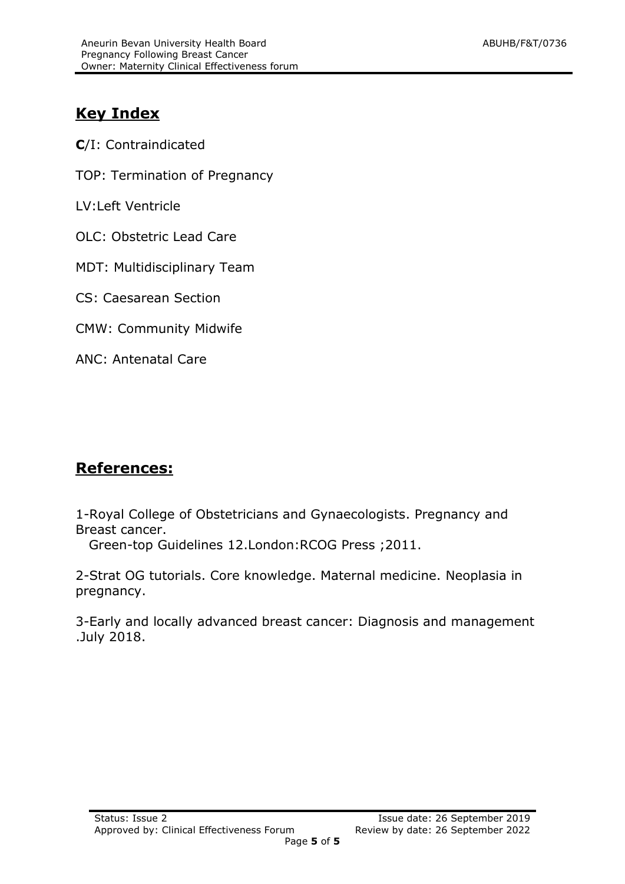## Key Index

**C**/I: Contraindicated

TOP: Termination of Pregnancy

LV:Left Ventricle

OLC: Obstetric Lead Care

MDT: Multidisciplinary Team

CS: Caesarean Section

CMW: Community Midwife

ANC: Antenatal Care

## References:

1-Royal College of Obstetricians and Gynaecologists. Pregnancy and Breast cancer.
Green-top Guidelines 12.London:RCOG Press ;2011.

2-Strat OG tutorials. Core knowledge. Maternal medicine. Neoplasia in pregnancy.

3-Early and locally advanced breast cancer: Diagnosis and management .July 2018.